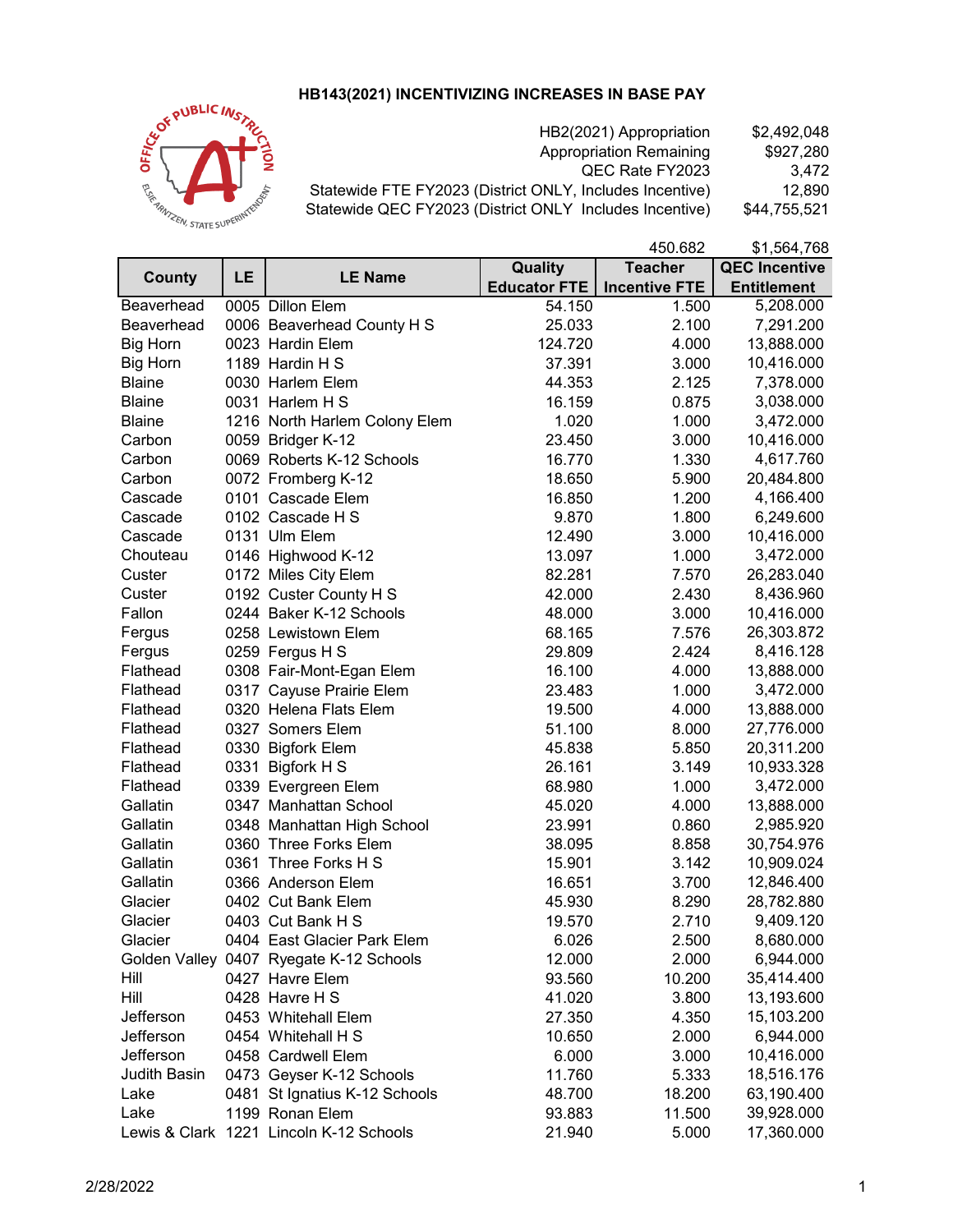# HB143(2021) INCENTIVIZING INCREASES IN BASE PAY

| | |
|---|---|
| HB2(2021) Appropriation | $2,492,048 |
| Appropriation Remaining | $927,280 |
| QEC Rate FY2023 | 3,472 |
| Statewide FTE FY2023 (District ONLY, Includes Incentive) | 12,890 |
| Statewide QEC FY2023 (District ONLY Includes Incentive) | $44,755,521 |

| County | LE | LE Name | Quality Educator FTE | Teacher Incentive FTE | QEC Incentive Entitlement |
|---|---|---|---|---|---|
| | | | | 450.682 | $1,564,768 |
| Beaverhead | 0005 | Dillon Elem | 54.150 | 1.500 | 5,208.000 |
| Beaverhead | 0006 | Beaverhead County H S | 25.033 | 2.100 | 7,291.200 |
| Big Horn | 0023 | Hardin Elem | 124.720 | 4.000 | 13,888.000 |
| Big Horn | 1189 | Hardin H S | 37.391 | 3.000 | 10,416.000 |
| Blaine | 0030 | Harlem Elem | 44.353 | 2.125 | 7,378.000 |
| Blaine | 0031 | Harlem H S | 16.159 | 0.875 | 3,038.000 |
| Blaine | 1216 | North Harlem Colony Elem | 1.020 | 1.000 | 3,472.000 |
| Carbon | 0059 | Bridger K-12 | 23.450 | 3.000 | 10,416.000 |
| Carbon | 0069 | Roberts K-12 Schools | 16.770 | 1.330 | 4,617.760 |
| Carbon | 0072 | Fromberg K-12 | 18.650 | 5.900 | 20,484.800 |
| Cascade | 0101 | Cascade Elem | 16.850 | 1.200 | 4,166.400 |
| Cascade | 0102 | Cascade H S | 9.870 | 1.800 | 6,249.600 |
| Cascade | 0131 | Ulm Elem | 12.490 | 3.000 | 10,416.000 |
| Chouteau | 0146 | Highwood K-12 | 13.097 | 1.000 | 3,472.000 |
| Custer | 0172 | Miles City Elem | 82.281 | 7.570 | 26,283.040 |
| Custer | 0192 | Custer County H S | 42.000 | 2.430 | 8,436.960 |
| Fallon | 0244 | Baker K-12 Schools | 48.000 | 3.000 | 10,416.000 |
| Fergus | 0258 | Lewistown Elem | 68.165 | 7.576 | 26,303.872 |
| Fergus | 0259 | Fergus H S | 29.809 | 2.424 | 8,416.128 |
| Flathead | 0308 | Fair-Mont-Egan Elem | 16.100 | 4.000 | 13,888.000 |
| Flathead | 0317 | Cayuse Prairie Elem | 23.483 | 1.000 | 3,472.000 |
| Flathead | 0320 | Helena Flats Elem | 19.500 | 4.000 | 13,888.000 |
| Flathead | 0327 | Somers Elem | 51.100 | 8.000 | 27,776.000 |
| Flathead | 0330 | Bigfork Elem | 45.838 | 5.850 | 20,311.200 |
| Flathead | 0331 | Bigfork H S | 26.161 | 3.149 | 10,933.328 |
| Flathead | 0339 | Evergreen Elem | 68.980 | 1.000 | 3,472.000 |
| Gallatin | 0347 | Manhattan School | 45.020 | 4.000 | 13,888.000 |
| Gallatin | 0348 | Manhattan High School | 23.991 | 0.860 | 2,985.920 |
| Gallatin | 0360 | Three Forks Elem | 38.095 | 8.858 | 30,754.976 |
| Gallatin | 0361 | Three Forks H S | 15.901 | 3.142 | 10,909.024 |
| Gallatin | 0366 | Anderson Elem | 16.651 | 3.700 | 12,846.400 |
| Glacier | 0402 | Cut Bank Elem | 45.930 | 8.290 | 28,782.880 |
| Glacier | 0403 | Cut Bank H S | 19.570 | 2.710 | 9,409.120 |
| Glacier | 0404 | East Glacier Park Elem | 6.026 | 2.500 | 8,680.000 |
| Golden Valley | 0407 | Ryegate K-12 Schools | 12.000 | 2.000 | 6,944.000 |
| Hill | 0427 | Havre Elem | 93.560 | 10.200 | 35,414.400 |
| Hill | 0428 | Havre H S | 41.020 | 3.800 | 13,193.600 |
| Jefferson | 0453 | Whitehall Elem | 27.350 | 4.350 | 15,103.200 |
| Jefferson | 0454 | Whitehall H S | 10.650 | 2.000 | 6,944.000 |
| Jefferson | 0458 | Cardwell Elem | 6.000 | 3.000 | 10,416.000 |
| Judith Basin | 0473 | Geyser K-12 Schools | 11.760 | 5.333 | 18,516.176 |
| Lake | 0481 | St Ignatius K-12 Schools | 48.700 | 18.200 | 63,190.400 |
| Lake | 1199 | Ronan Elem | 93.883 | 11.500 | 39,928.000 |
| Lewis & Clark | 1221 | Lincoln K-12 Schools | 21.940 | 5.000 | 17,360.000 |

2/28/2022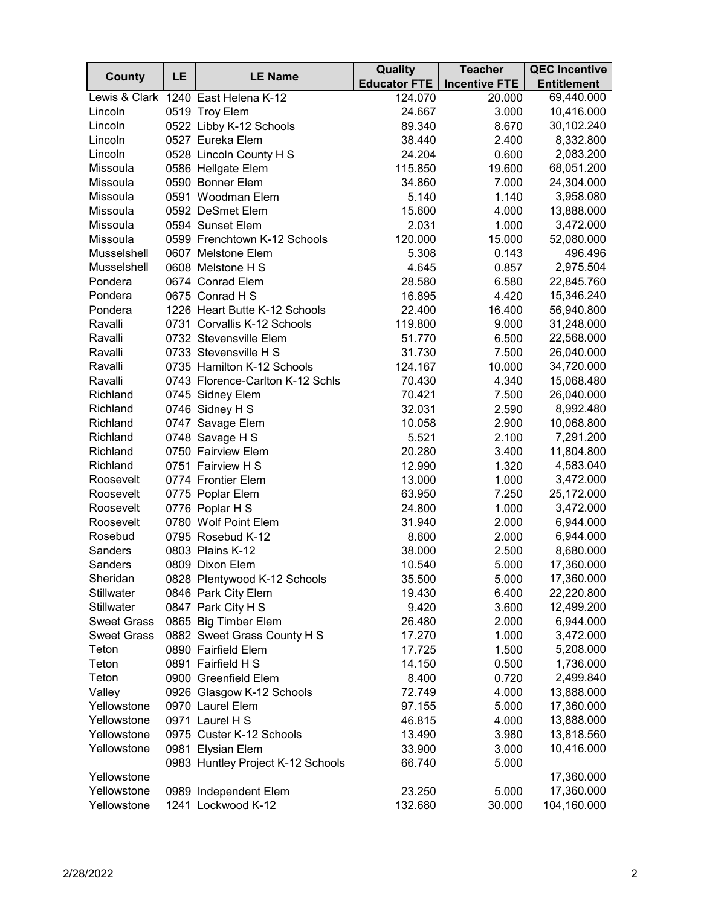| County | LE | LE Name | Quality Educator FTE | Teacher Incentive FTE | QEC Incentive Entitlement |
|---|---|---|---|---|---|
| Lewis & Clark | 1240 | East Helena K-12 | 124.070 | 20.000 | 69,440.000 |
| Lincoln | 0519 | Troy Elem | 24.667 | 3.000 | 10,416.000 |
| Lincoln | 0522 | Libby K-12 Schools | 89.340 | 8.670 | 30,102.240 |
| Lincoln | 0527 | Eureka Elem | 38.440 | 2.400 | 8,332.800 |
| Lincoln | 0528 | Lincoln County H S | 24.204 | 0.600 | 2,083.200 |
| Missoula | 0586 | Hellgate Elem | 115.850 | 19.600 | 68,051.200 |
| Missoula | 0590 | Bonner Elem | 34.860 | 7.000 | 24,304.000 |
| Missoula | 0591 | Woodman Elem | 5.140 | 1.140 | 3,958.080 |
| Missoula | 0592 | DeSmet Elem | 15.600 | 4.000 | 13,888.000 |
| Missoula | 0594 | Sunset Elem | 2.031 | 1.000 | 3,472.000 |
| Missoula | 0599 | Frenchtown K-12 Schools | 120.000 | 15.000 | 52,080.000 |
| Musselshell | 0607 | Melstone Elem | 5.308 | 0.143 | 496.496 |
| Musselshell | 0608 | Melstone H S | 4.645 | 0.857 | 2,975.504 |
| Pondera | 0674 | Conrad Elem | 28.580 | 6.580 | 22,845.760 |
| Pondera | 0675 | Conrad H S | 16.895 | 4.420 | 15,346.240 |
| Pondera | 1226 | Heart Butte K-12 Schools | 22.400 | 16.400 | 56,940.800 |
| Ravalli | 0731 | Corvallis K-12 Schools | 119.800 | 9.000 | 31,248.000 |
| Ravalli | 0732 | Stevensville Elem | 51.770 | 6.500 | 22,568.000 |
| Ravalli | 0733 | Stevensville H S | 31.730 | 7.500 | 26,040.000 |
| Ravalli | 0735 | Hamilton K-12 Schools | 124.167 | 10.000 | 34,720.000 |
| Ravalli | 0743 | Florence-Carlton K-12 Schls | 70.430 | 4.340 | 15,068.480 |
| Richland | 0745 | Sidney Elem | 70.421 | 7.500 | 26,040.000 |
| Richland | 0746 | Sidney H S | 32.031 | 2.590 | 8,992.480 |
| Richland | 0747 | Savage Elem | 10.058 | 2.900 | 10,068.800 |
| Richland | 0748 | Savage H S | 5.521 | 2.100 | 7,291.200 |
| Richland | 0750 | Fairview Elem | 20.280 | 3.400 | 11,804.800 |
| Richland | 0751 | Fairview H S | 12.990 | 1.320 | 4,583.040 |
| Roosevelt | 0774 | Frontier Elem | 13.000 | 1.000 | 3,472.000 |
| Roosevelt | 0775 | Poplar Elem | 63.950 | 7.250 | 25,172.000 |
| Roosevelt | 0776 | Poplar H S | 24.800 | 1.000 | 3,472.000 |
| Roosevelt | 0780 | Wolf Point Elem | 31.940 | 2.000 | 6,944.000 |
| Rosebud | 0795 | Rosebud K-12 | 8.600 | 2.000 | 6,944.000 |
| Sanders | 0803 | Plains K-12 | 38.000 | 2.500 | 8,680.000 |
| Sanders | 0809 | Dixon Elem | 10.540 | 5.000 | 17,360.000 |
| Sheridan | 0828 | Plentywood K-12 Schools | 35.500 | 5.000 | 17,360.000 |
| Stillwater | 0846 | Park City Elem | 19.430 | 6.400 | 22,220.800 |
| Stillwater | 0847 | Park City H S | 9.420 | 3.600 | 12,499.200 |
| Sweet Grass | 0865 | Big Timber Elem | 26.480 | 2.000 | 6,944.000 |
| Sweet Grass | 0882 | Sweet Grass County H S | 17.270 | 1.000 | 3,472.000 |
| Teton | 0890 | Fairfield Elem | 17.725 | 1.500 | 5,208.000 |
| Teton | 0891 | Fairfield H S | 14.150 | 0.500 | 1,736.000 |
| Teton | 0900 | Greenfield Elem | 8.400 | 0.720 | 2,499.840 |
| Valley | 0926 | Glasgow K-12 Schools | 72.749 | 4.000 | 13,888.000 |
| Yellowstone | 0970 | Laurel Elem | 97.155 | 5.000 | 17,360.000 |
| Yellowstone | 0971 | Laurel H S | 46.815 | 4.000 | 13,888.000 |
| Yellowstone | 0975 | Custer K-12 Schools | 13.490 | 3.980 | 13,818.560 |
| Yellowstone | 0981 | Elysian Elem | 33.900 | 3.000 | 10,416.000 |
| Yellowstone | 0983 | Huntley Project K-12 Schools | 66.740 | 5.000 | 17,360.000 |
| Yellowstone | 0989 | Independent Elem | 23.250 | 5.000 | 17,360.000 |
| Yellowstone | 1241 | Lockwood K-12 | 132.680 | 30.000 | 104,160.000 |